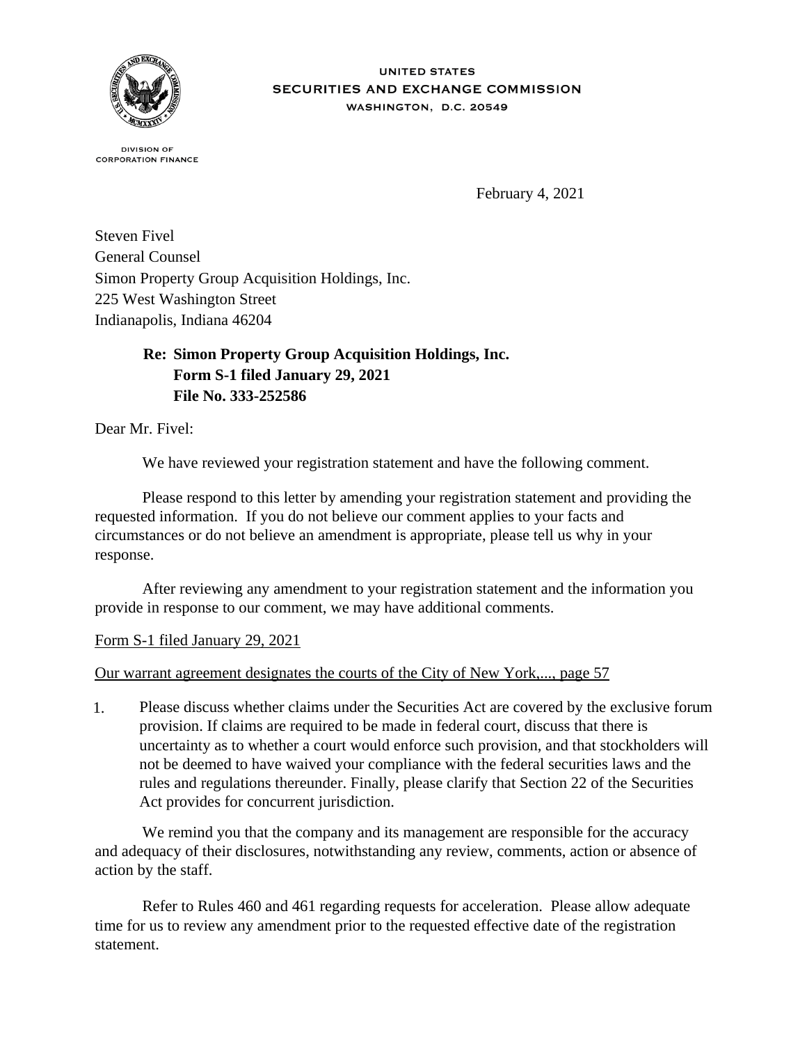UNITED STATES
SECURITIES AND EXCHANGE COMMISSION
WASHINGTON, D.C. 20549

DIVISION OF
CORPORATION FINANCE

February 4, 2021

Steven Fivel
General Counsel
Simon Property Group Acquisition Holdings, Inc.
225 West Washington Street
Indianapolis, Indiana 46204

**Re: Simon Property Group Acquisition Holdings, Inc.**
**Form S-1 filed January 29, 2021**
**File No. 333-252586**

Dear Mr. Fivel:

We have reviewed your registration statement and have the following comment.

Please respond to this letter by amending your registration statement and providing the requested information. If you do not believe our comment applies to your facts and circumstances or do not believe an amendment is appropriate, please tell us why in your response.

After reviewing any amendment to your registration statement and the information you provide in response to our comment, we may have additional comments.

Form S-1 filed January 29, 2021

Our warrant agreement designates the courts of the City of New York,..., page 57

1. Please discuss whether claims under the Securities Act are covered by the exclusive forum provision. If claims are required to be made in federal court, discuss that there is uncertainty as to whether a court would enforce such provision, and that stockholders will not be deemed to have waived your compliance with the federal securities laws and the rules and regulations thereunder. Finally, please clarify that Section 22 of the Securities Act provides for concurrent jurisdiction.

We remind you that the company and its management are responsible for the accuracy and adequacy of their disclosures, notwithstanding any review, comments, action or absence of action by the staff.

Refer to Rules 460 and 461 regarding requests for acceleration. Please allow adequate time for us to review any amendment prior to the requested effective date of the registration statement.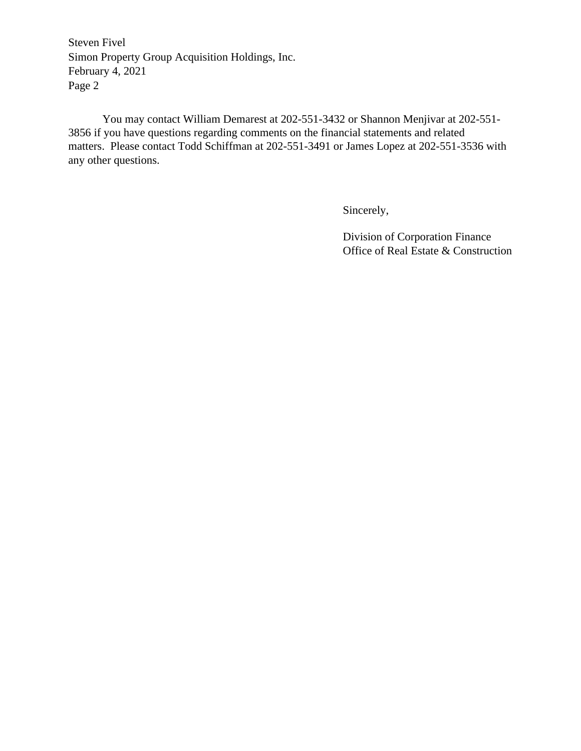You may contact William Demarest at 202-551-3432 or Shannon Menjivar at 202-551-3856 if you have questions regarding comments on the financial statements and related matters. Please contact Todd Schiffman at 202-551-3491 or James Lopez at 202-551-3536 with any other questions.

Sincerely,

Division of Corporation Finance
Office of Real Estate & Construction